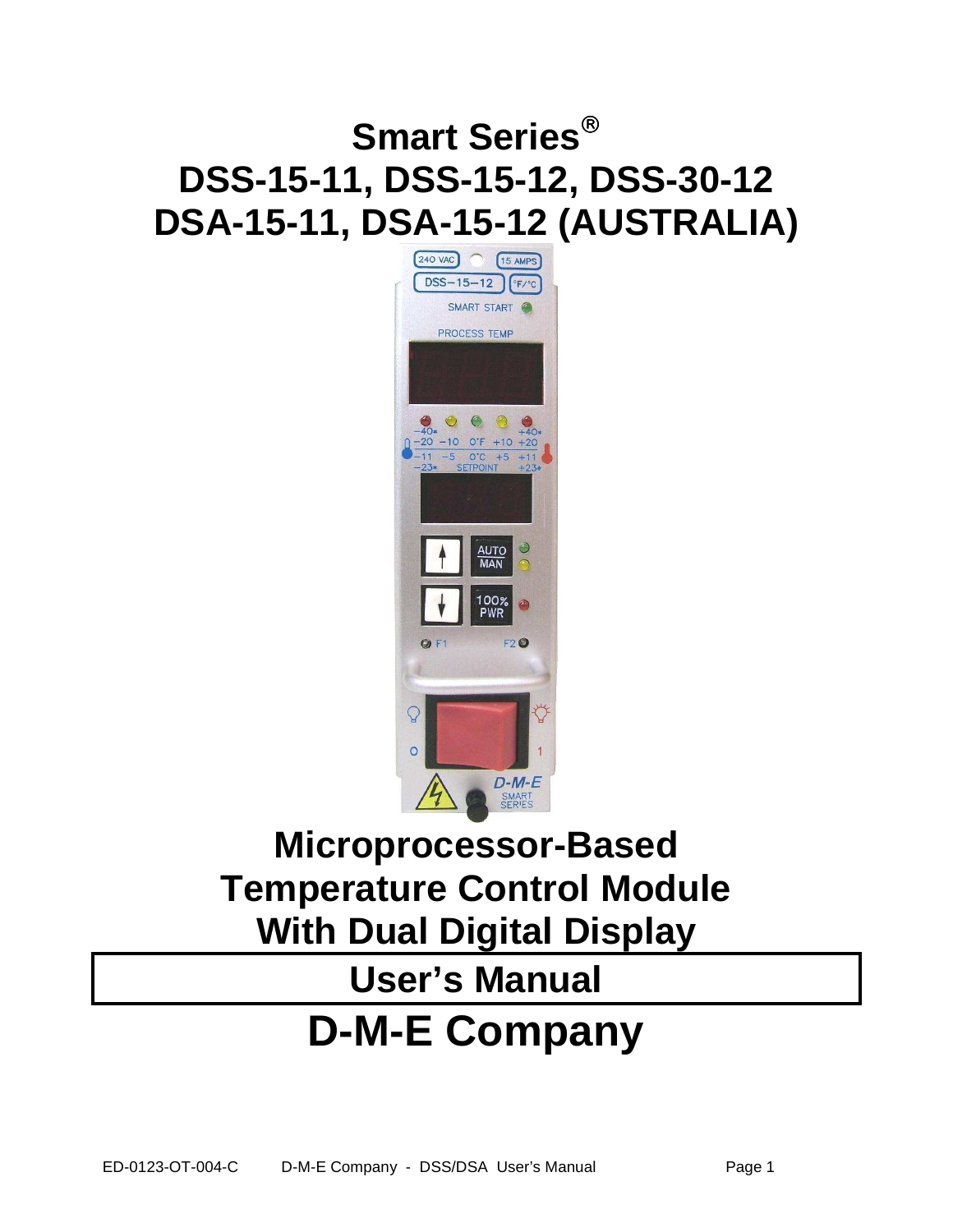# Smart Series®

# DSS-15-11, DSS-15-12, DSS-30-12

# DSA-15-11, DSA-15-12 (AUSTRALIA)

## Microprocessor-Based Temperature Control Module With Dual Digital Display

## User's Manual

# D-M-E Company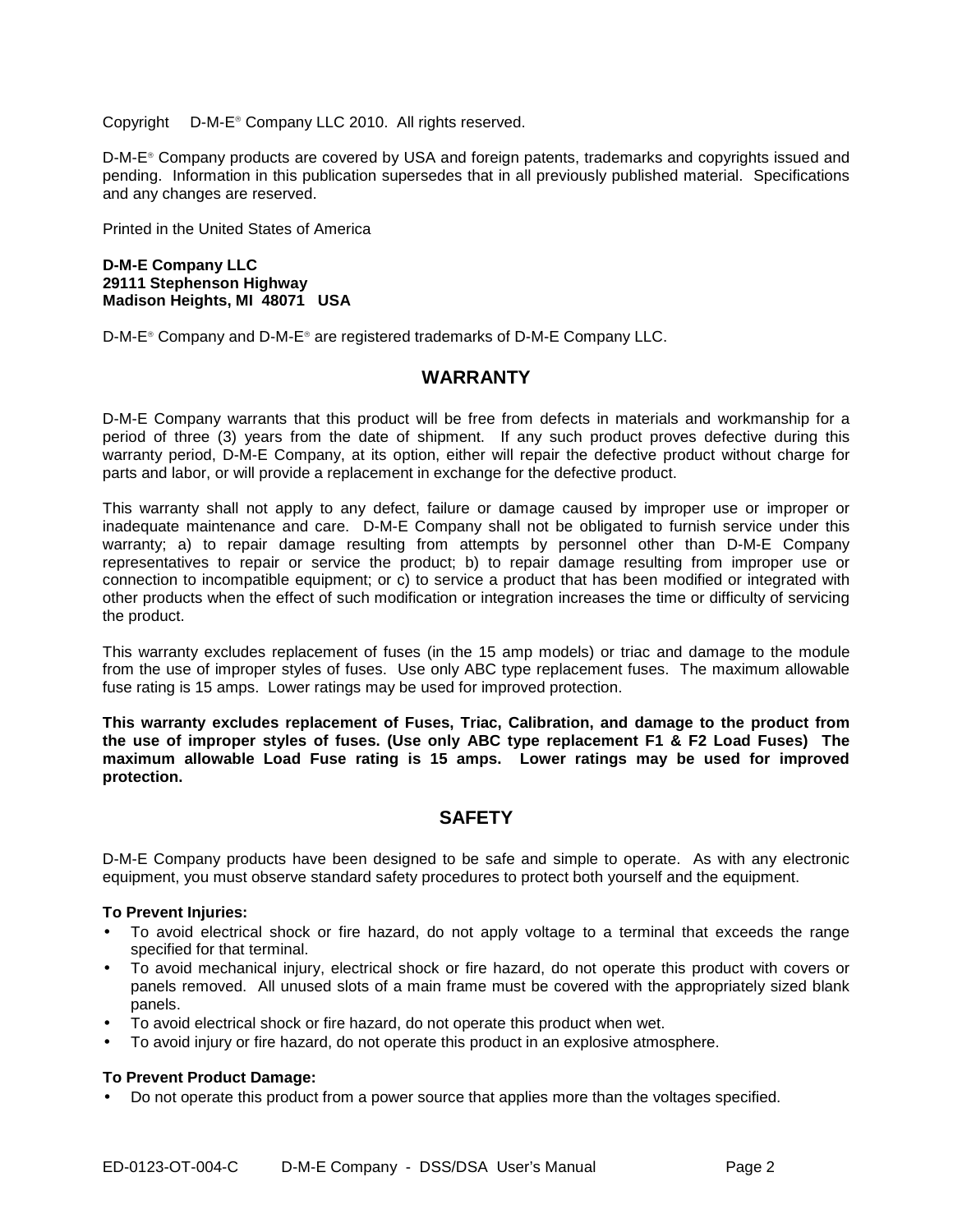Copyright D-M-E® Company LLC 2010. All rights reserved.

D-M-E® Company products are covered by USA and foreign patents, trademarks and copyrights issued and pending. Information in this publication supersedes that in all previously published material. Specifications and any changes are reserved.

Printed in the United States of America

**D-M-E Company LLC**
**29111 Stephenson Highway**
**Madison Heights, MI 48071 USA**

D-M-E® Company and D-M-E® are registered trademarks of D-M-E Company LLC.

## WARRANTY

D-M-E Company warrants that this product will be free from defects in materials and workmanship for a period of three (3) years from the date of shipment. If any such product proves defective during this warranty period, D-M-E Company, at its option, either will repair the defective product without charge for parts and labor, or will provide a replacement in exchange for the defective product.

This warranty shall not apply to any defect, failure or damage caused by improper use or improper or inadequate maintenance and care. D-M-E Company shall not be obligated to furnish service under this warranty; a) to repair damage resulting from attempts by personnel other than D-M-E Company representatives to repair or service the product; b) to repair damage resulting from improper use or connection to incompatible equipment; or c) to service a product that has been modified or integrated with other products when the effect of such modification or integration increases the time or difficulty of servicing the product.

This warranty excludes replacement of fuses (in the 15 amp models) or triac and damage to the module from the use of improper styles of fuses. Use only ABC type replacement fuses. The maximum allowable fuse rating is 15 amps. Lower ratings may be used for improved protection.

**This warranty excludes replacement of Fuses, Triac, Calibration, and damage to the product from the use of improper styles of fuses. (Use only ABC type replacement F1 & F2 Load Fuses) The maximum allowable Load Fuse rating is 15 amps. Lower ratings may be used for improved protection.**

## SAFETY

D-M-E Company products have been designed to be safe and simple to operate. As with any electronic equipment, you must observe standard safety procedures to protect both yourself and the equipment.

**To Prevent Injuries:**

- To avoid electrical shock or fire hazard, do not apply voltage to a terminal that exceeds the range specified for that terminal.
- To avoid mechanical injury, electrical shock or fire hazard, do not operate this product with covers or panels removed. All unused slots of a main frame must be covered with the appropriately sized blank panels.
- To avoid electrical shock or fire hazard, do not operate this product when wet.
- To avoid injury or fire hazard, do not operate this product in an explosive atmosphere.

**To Prevent Product Damage:**

- Do not operate this product from a power source that applies more than the voltages specified.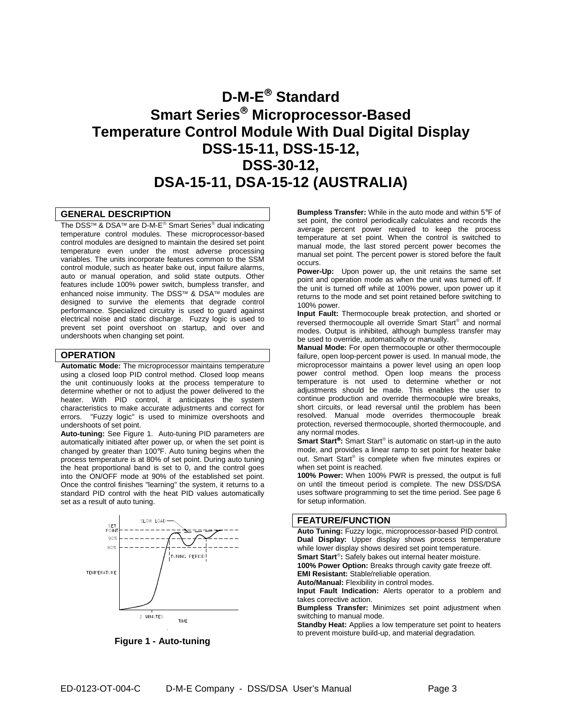# D-M-E® Standard Smart Series® Microprocessor-Based Temperature Control Module With Dual Digital Display DSS-15-11, DSS-15-12, DSS-30-12, DSA-15-11, DSA-15-12 (AUSTRALIA)

## GENERAL DESCRIPTION

The DSS™ & DSA™ are D-M-E® Smart Series® dual indicating temperature control modules. These microprocessor-based control modules are designed to maintain the desired set point temperature even under the most adverse processing variables. The units incorporate features common to the SSM control module, such as heater bake out, input failure alarms, auto or manual operation, and solid state outputs. Other features include 100% power switch, bumpless transfer, and enhanced noise immunity. The DSS™ & DSA™ modules are designed to survive the elements that degrade control performance. Specialized circuitry is used to guard against electrical noise and static discharge. Fuzzy logic is used to prevent set point overshoot on startup, and over and undershoots when changing set point.

## OPERATION

**Automatic Mode:** The microprocessor maintains temperature using a closed loop PID control method. Closed loop means the unit continuously looks at the process temperature to determine whether or not to adjust the power delivered to the heater. With PID control, it anticipates the system characteristics to make accurate adjustments and correct for errors. "Fuzzy logic" is used to minimize overshoots and undershoots of set point.

**Auto-tuning:** See Figure 1. Auto-tuning PID parameters are automatically initiated after power up, or when the set point is changed by greater than 100°F. Auto tuning begins when the process temperature is at 80% of set point. During auto tuning the heat proportional band is set to 0, and the control goes into the ON/OFF mode at 90% of the established set point. Once the control finishes "learning" the system, it returns to a standard PID control with the heat PID values automatically set as a result of auto tuning.

**Figure 1 - Auto-tuning**

**Bumpless Transfer:** While in the auto mode and within 5°F of set point, the control periodically calculates and records the average percent power required to keep the process temperature at set point. When the control is switched to manual mode, the last stored percent power becomes the manual set point. The percent power is stored before the fault occurs.

**Power-Up:** Upon power up, the unit retains the same set point and operation mode as when the unit was turned off. If the unit is turned off while at 100% power, upon power up it returns to the mode and set point retained before switching to 100% power.

**Input Fault:** Thermocouple break protection, and shorted or reversed thermocouple all override Smart Start® and normal modes. Output is inhibited, although bumpless transfer may be used to override, automatically or manually.

**Manual Mode:** For open thermocouple or other thermocouple failure, open loop-percent power is used. In manual mode, the microprocessor maintains a power level using an open loop power control method. Open loop means the process temperature is not used to determine whether or not adjustments should be made. This enables the user to continue production and override thermocouple wire breaks, short circuits, or lead reversal until the problem has been resolved. Manual mode overrides thermocouple break protection, reversed thermocouple, shorted thermocouple, and any normal modes.

**Smart Start®:** Smart Start® is automatic on start-up in the auto mode, and provides a linear ramp to set point for heater bake out. Smart Start® is complete when five minutes expires or when set point is reached.

**100% Power:** When 100% PWR is pressed, the output is full on until the timeout period is complete. The new DSS/DSA uses software programming to set the time period. See page 6 for setup information.

## FEATURE/FUNCTION

**Auto Tuning:** Fuzzy logic, microprocessor-based PID control.
**Dual Display:** Upper display shows process temperature while lower display shows desired set point temperature.
**Smart Start®:** Safely bakes out internal heater moisture.
**100% Power Option:** Breaks through cavity gate freeze off.
**EMI Resistant:** Stable/reliable operation.
**Auto/Manual:** Flexibility in control modes.
**Input Fault Indication:** Alerts operator to a problem and takes corrective action.
**Bumpless Transfer:** Minimizes set point adjustment when switching to manual mode.
**Standby Heat:** Applies a low temperature set point to heaters to prevent moisture build-up, and material degradation.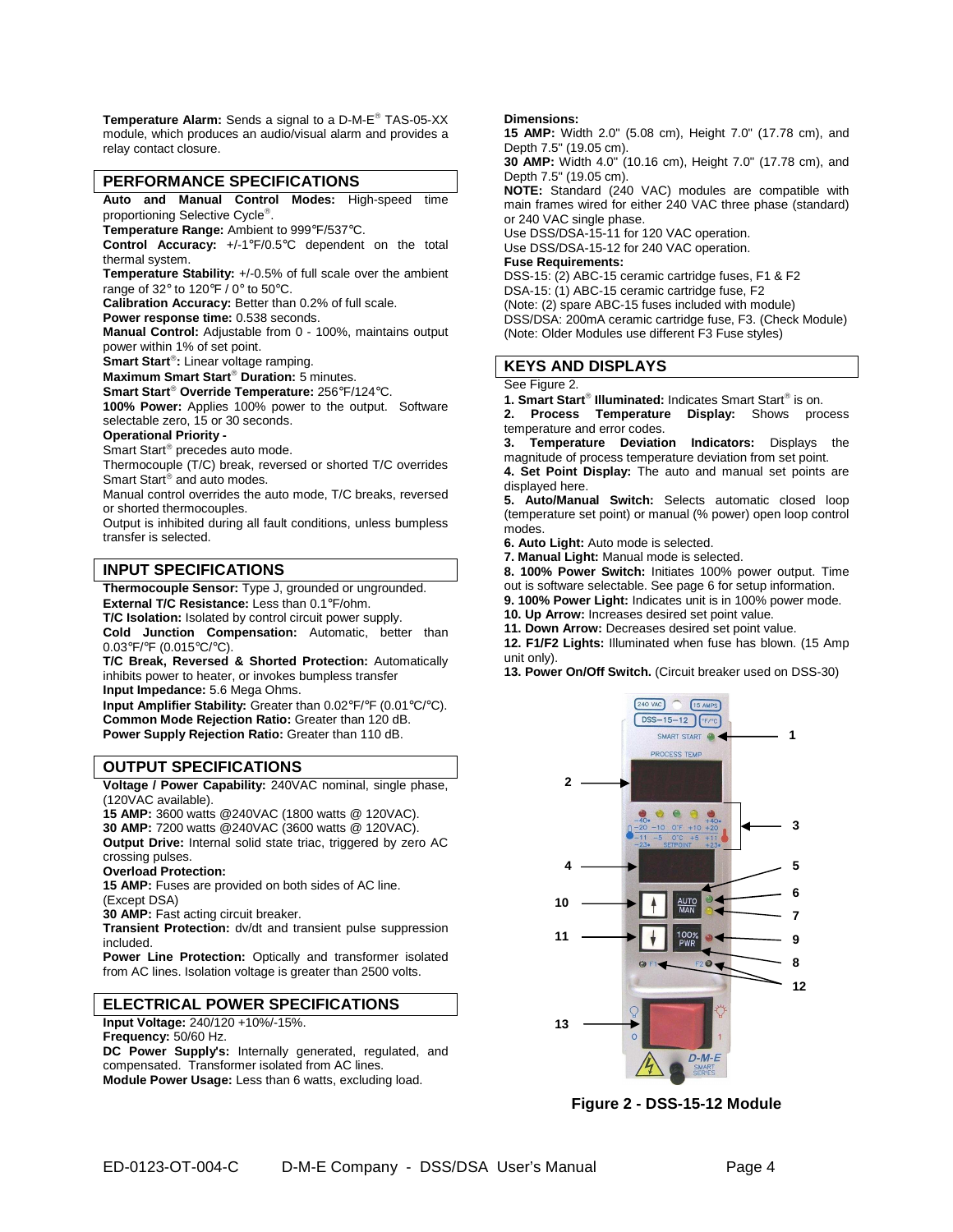**Temperature Alarm:** Sends a signal to a D-M-E® TAS-05-XX module, which produces an audio/visual alarm and provides a relay contact closure.

## PERFORMANCE SPECIFICATIONS

**Auto and Manual Control Modes:** High-speed time proportioning Selective Cycle®.
**Temperature Range:** Ambient to 999℉/537℃.
**Control Accuracy:** +/-1℉/0.5℃ dependent on the total thermal system.
**Temperature Stability:** +/-0.5% of full scale over the ambient range of 32° to 120℉ / 0° to 50℃.
**Calibration Accuracy:** Better than 0.2% of full scale.
**Power response time:** 0.538 seconds.
**Manual Control:** Adjustable from 0 - 100%, maintains output power within 1% of set point.
**Smart Start®:** Linear voltage ramping.
**Maximum Smart Start® Duration:** 5 minutes.
**Smart Start® Override Temperature:** 256℉/124℃.
**100% Power:** Applies 100% power to the output. Software selectable zero, 15 or 30 seconds.
**Operational Priority -**
Smart Start® precedes auto mode.
Thermocouple (T/C) break, reversed or shorted T/C overrides Smart Start® and auto modes.
Manual control overrides the auto mode, T/C breaks, reversed or shorted thermocouples.
Output is inhibited during all fault conditions, unless bumpless transfer is selected.

## INPUT SPECIFICATIONS

**Thermocouple Sensor:** Type J, grounded or ungrounded.
**External T/C Resistance:** Less than 0.1°F/ohm.
**T/C Isolation:** Isolated by control circuit power supply.
**Cold Junction Compensation:** Automatic, better than 0.03℉/℉ (0.015℃/℃).
**T/C Break, Reversed & Shorted Protection:** Automatically inhibits power to heater, or invokes bumpless transfer
**Input Impedance:** 5.6 Mega Ohms.
**Input Amplifier Stability:** Greater than 0.02℉/℉ (0.01℃/℃).
**Common Mode Rejection Ratio:** Greater than 120 dB.
**Power Supply Rejection Ratio:** Greater than 110 dB.

## OUTPUT SPECIFICATIONS

**Voltage / Power Capability:** 240VAC nominal, single phase, (120VAC available).
**15 AMP:** 3600 watts @240VAC (1800 watts @ 120VAC).
**30 AMP:** 7200 watts @240VAC (3600 watts @ 120VAC).
**Output Drive:** Internal solid state triac, triggered by zero AC crossing pulses.
**Overload Protection:**
**15 AMP:** Fuses are provided on both sides of AC line. (Except DSA)
**30 AMP:** Fast acting circuit breaker.
**Transient Protection:** dv/dt and transient pulse suppression included.
**Power Line Protection:** Optically and transformer isolated from AC lines. Isolation voltage is greater than 2500 volts.

## ELECTRICAL POWER SPECIFICATIONS

**Input Voltage:** 240/120 +10%/-15%.
**Frequency:** 50/60 Hz.
**DC Power Supply's:** Internally generated, regulated, and compensated. Transformer isolated from AC lines.
**Module Power Usage:** Less than 6 watts, excluding load.

**Dimensions:**
**15 AMP:** Width 2.0" (5.08 cm), Height 7.0" (17.78 cm), and Depth 7.5" (19.05 cm).
**30 AMP:** Width 4.0" (10.16 cm), Height 7.0" (17.78 cm), and Depth 7.5" (19.05 cm).
**NOTE:** Standard (240 VAC) modules are compatible with main frames wired for either 240 VAC three phase (standard) or 240 VAC single phase.
Use DSS/DSA-15-11 for 120 VAC operation.
Use DSS/DSA-15-12 for 240 VAC operation.
**Fuse Requirements:**
DSS-15: (2) ABC-15 ceramic cartridge fuses, F1 & F2
DSA-15: (1) ABC-15 ceramic cartridge fuse, F2
(Note: (2) spare ABC-15 fuses included with module)
DSS/DSA: 200mA ceramic cartridge fuse, F3. (Check Module)
(Note: Older Modules use different F3 Fuse styles)

## KEYS AND DISPLAYS

See Figure 2.

1. **Smart Start® Illuminated:** Indicates Smart Start® is on.
2. **Process Temperature Display:** Shows process temperature and error codes.
3. **Temperature Deviation Indicators:** Displays the magnitude of process temperature deviation from set point.
4. **Set Point Display:** The auto and manual set points are displayed here.
5. **Auto/Manual Switch:** Selects automatic closed loop (temperature set point) or manual (% power) open loop control modes.
6. **Auto Light:** Auto mode is selected.
7. **Manual Light:** Manual mode is selected.
8. **100% Power Switch:** Initiates 100% power output. Time out is software selectable. See page 6 for setup information.
9. **100% Power Light:** Indicates unit is in 100% power mode.
10. **Up Arrow:** Increases desired set point value.
11. **Down Arrow:** Decreases desired set point value.
12. **F1/F2 Lights:** Illuminated when fuse has blown. (15 Amp unit only).
13. **Power On/Off Switch.** (Circuit breaker used on DSS-30)

**Figure 2 - DSS-15-12 Module**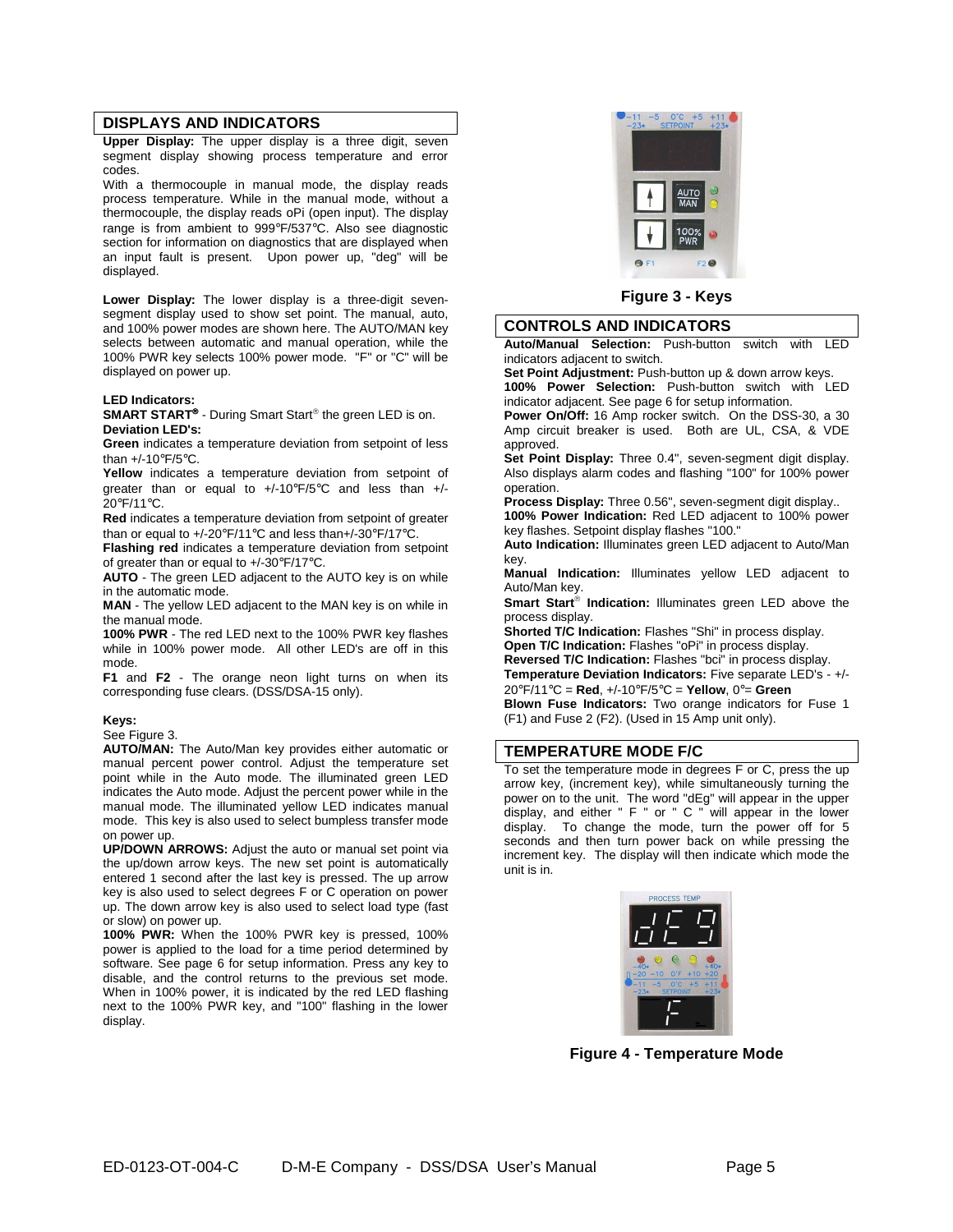## DISPLAYS AND INDICATORS

**Upper Display:** The upper display is a three digit, seven segment display showing process temperature and error codes.

With a thermocouple in manual mode, the display reads process temperature. While in the manual mode, without a thermocouple, the display reads oPi (open input). The display range is from ambient to 999°F/537°C. Also see diagnostic section for information on diagnostics that are displayed when an input fault is present. Upon power up, "deg" will be displayed.

**Lower Display:** The lower display is a three-digit seven-segment display used to show set point. The manual, auto, and 100% power modes are shown here. The AUTO/MAN key selects between automatic and manual operation, while the 100% PWR key selects 100% power mode. "F" or "C" will be displayed on power up.

**LED Indicators:**

**SMART START®** - During Smart Start® the green LED is on.

**Deviation LED's:**

**Green** indicates a temperature deviation from setpoint of less than +/-10°F/5°C.

**Yellow** indicates a temperature deviation from setpoint of greater than or equal to +/-10°F/5°C and less than +/-20°F/11°C.

**Red** indicates a temperature deviation from setpoint of greater than or equal to +/-20°F/11°C and less than+/-30°F/17°C.

**Flashing red** indicates a temperature deviation from setpoint of greater than or equal to +/-30°F/17°C.

**AUTO** - The green LED adjacent to the AUTO key is on while in the automatic mode.

**MAN** - The yellow LED adjacent to the MAN key is on while in the manual mode.

**100% PWR** - The red LED next to the 100% PWR key flashes while in 100% power mode. All other LED's are off in this mode.

**F1** and **F2** - The orange neon light turns on when its corresponding fuse clears. (DSS/DSA-15 only).

**Keys:**

See Figure 3.

**AUTO/MAN:** The Auto/Man key provides either automatic or manual percent power control. Adjust the temperature set point while in the Auto mode. The illuminated green LED indicates the Auto mode. Adjust the percent power while in the manual mode. The illuminated yellow LED indicates manual mode. This key is also used to select bumpless transfer mode on power up.

**UP/DOWN ARROWS:** Adjust the auto or manual set point via the up/down arrow keys. The new set point is automatically entered 1 second after the last key is pressed. The up arrow key is also used to select degrees F or C operation on power up. The down arrow key is also used to select load type (fast or slow) on power up.

**100% PWR:** When the 100% PWR key is pressed, 100% power is applied to the load for a time period determined by software. See page 6 for setup information. Press any key to disable, and the control returns to the previous set mode. When in 100% power, it is indicated by the red LED flashing next to the 100% PWR key, and "100" flashing in the lower display.

**Figure 3 - Keys**

## CONTROLS AND INDICATORS

**Auto/Manual Selection:** Push-button switch with LED indicators adjacent to switch.

**Set Point Adjustment:** Push-button up & down arrow keys.

**100% Power Selection:** Push-button switch with LED indicator adjacent. See page 6 for setup information.

**Power On/Off:** 16 Amp rocker switch. On the DSS-30, a 30 Amp circuit breaker is used. Both are UL, CSA, & VDE approved.

**Set Point Display:** Three 0.4", seven-segment digit display. Also displays alarm codes and flashing "100" for 100% power operation.

**Process Display:** Three 0.56", seven-segment digit display..

**100% Power Indication:** Red LED adjacent to 100% power key flashes. Setpoint display flashes "100."

**Auto Indication:** Illuminates green LED adjacent to Auto/Man key.

**Manual Indication:** Illuminates yellow LED adjacent to Auto/Man key.

**Smart Start® Indication:** Illuminates green LED above the process display.

**Shorted T/C Indication:** Flashes "Shi" in process display.

**Open T/C Indication:** Flashes "oPi" in process display.

**Reversed T/C Indication:** Flashes "bci" in process display.

**Temperature Deviation Indicators:** Five separate LED's - +/-20°F/11°C = **Red**, +/-10°F/5°C = **Yellow**, 0°= **Green**

**Blown Fuse Indicators:** Two orange indicators for Fuse 1 (F1) and Fuse 2 (F2). (Used in 15 Amp unit only).

## TEMPERATURE MODE F/C

To set the temperature mode in degrees F or C, press the up arrow key, (increment key), while simultaneously turning the power on to the unit. The word "dEg" will appear in the upper display, and either " F " or " C " will appear in the lower display. To change the mode, turn the power off for 5 seconds and then turn power back on while pressing the increment key. The display will then indicate which mode the unit is in.

**Figure 4 - Temperature Mode**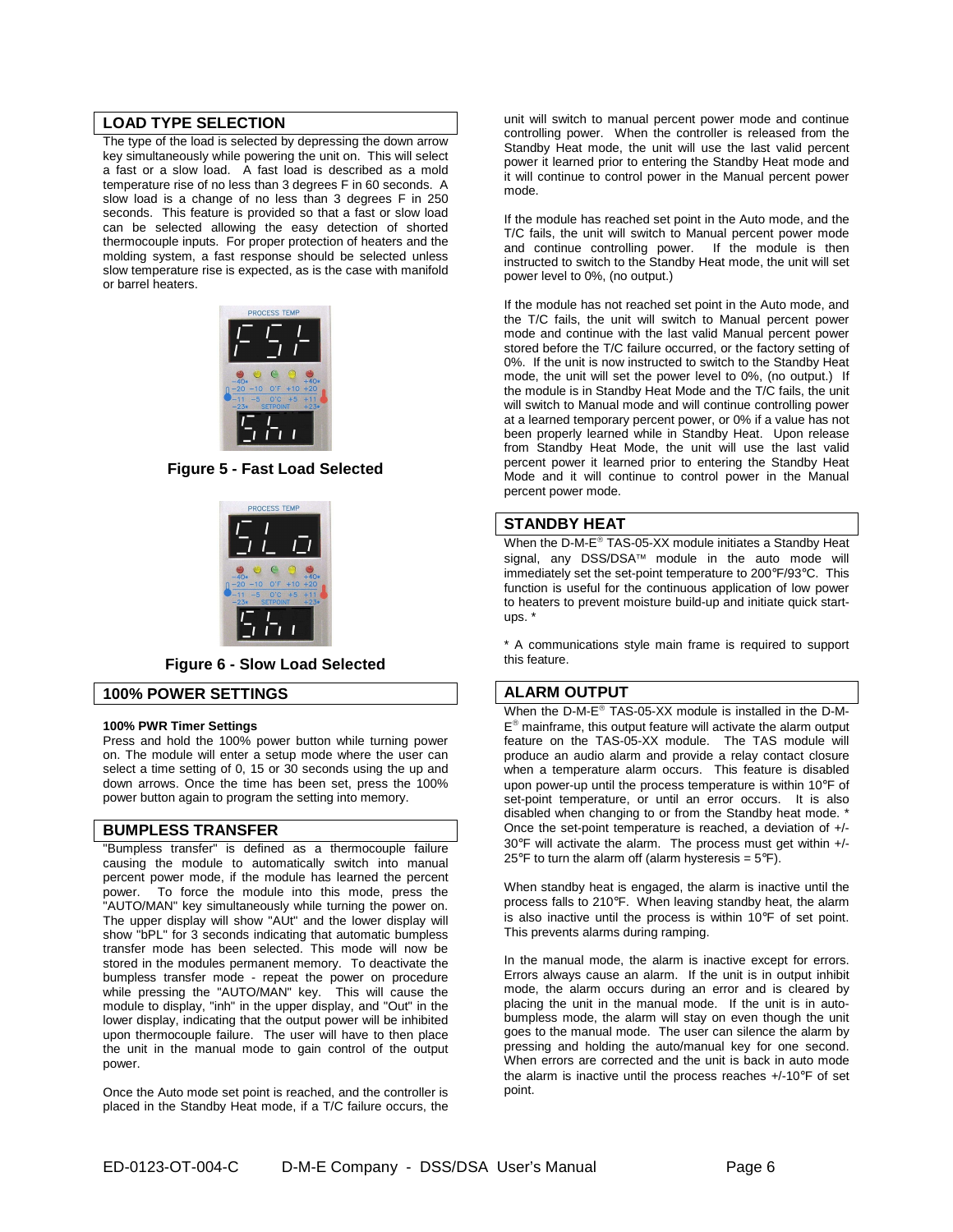## LOAD TYPE SELECTION

The type of the load is selected by depressing the down arrow key simultaneously while powering the unit on. This will select a fast or a slow load. A fast load is described as a mold temperature rise of no less than 3 degrees F in 60 seconds. A slow load is a change of no less than 3 degrees F in 250 seconds. This feature is provided so that a fast or slow load can be selected allowing the easy detection of shorted thermocouple inputs. For proper protection of heaters and the molding system, a fast response should be selected unless slow temperature rise is expected, as is the case with manifold or barrel heaters.

**Figure 5 - Fast Load Selected**

**Figure 6 - Slow Load Selected**

## 100% POWER SETTINGS

**100% PWR Timer Settings**

Press and hold the 100% power button while turning power on. The module will enter a setup mode where the user can select a time setting of 0, 15 or 30 seconds using the up and down arrows. Once the time has been set, press the 100% power button again to program the setting into memory.

## BUMPLESS TRANSFER

"Bumpless transfer" is defined as a thermocouple failure causing the module to automatically switch into manual percent power mode, if the module has learned the percent power. To force the module into this mode, press the "AUTO/MAN" key simultaneously while turning the power on. The upper display will show "AUt" and the lower display will show "bPL" for 3 seconds indicating that automatic bumpless transfer mode has been selected. This mode will now be stored in the modules permanent memory. To deactivate the bumpless transfer mode - repeat the power on procedure while pressing the "AUTO/MAN" key. This will cause the module to display, "inh" in the upper display, and "Out" in the lower display, indicating that the output power will be inhibited upon thermocouple failure. The user will have to then place the unit in the manual mode to gain control of the output power.

Once the Auto mode set point is reached, and the controller is placed in the Standby Heat mode, if a T/C failure occurs, the unit will switch to manual percent power mode and continue controlling power. When the controller is released from the Standby Heat mode, the unit will use the last valid percent power it learned prior to entering the Standby Heat mode and it will continue to control power in the Manual percent power mode.

If the module has reached set point in the Auto mode, and the T/C fails, the unit will switch to Manual percent power mode and continue controlling power. If the module is then instructed to switch to the Standby Heat mode, the unit will set power level to 0%, (no output.)

If the module has not reached set point in the Auto mode, and the T/C fails, the unit will switch to Manual percent power mode and continue with the last valid Manual percent power stored before the T/C failure occurred, or the factory setting of 0%. If the unit is now instructed to switch to the Standby Heat mode, the unit will set the power level to 0%, (no output.) If the module is in Standby Heat Mode and the T/C fails, the unit will switch to Manual mode and will continue controlling power at a learned temporary percent power, or 0% if a value has not been properly learned while in Standby Heat. Upon release from Standby Heat Mode, the unit will use the last valid percent power it learned prior to entering the Standby Heat Mode and it will continue to control power in the Manual percent power mode.

## STANDBY HEAT

When the D-M-E® TAS-05-XX module initiates a Standby Heat signal, any DSS/DSA™ module in the auto mode will immediately set the set-point temperature to 200℉/93℃. This function is useful for the continuous application of low power to heaters to prevent moisture build-up and initiate quick start-ups. *

* A communications style main frame is required to support this feature.

## ALARM OUTPUT

When the D-M-E® TAS-05-XX module is installed in the D-M-E® mainframe, this output feature will activate the alarm output feature on the TAS-05-XX module. The TAS module will produce an audio alarm and provide a relay contact closure when a temperature alarm occurs. This feature is disabled upon power-up until the process temperature is within 10℉ of set-point temperature, or until an error occurs. It is also disabled when changing to or from the Standby heat mode. * Once the set-point temperature is reached, a deviation of +/-30℉ will activate the alarm. The process must get within +/-25℉ to turn the alarm off (alarm hysteresis = 5℉).

When standby heat is engaged, the alarm is inactive until the process falls to 210℉. When leaving standby heat, the alarm is also inactive until the process is within 10℉ of set point. This prevents alarms during ramping.

In the manual mode, the alarm is inactive except for errors. Errors always cause an alarm. If the unit is in output inhibit mode, the alarm occurs during an error and is cleared by placing the unit in the manual mode. If the unit is in auto-bumpless mode, the alarm will stay on even though the unit goes to the manual mode. The user can silence the alarm by pressing and holding the auto/manual key for one second. When errors are corrected and the unit is back in auto mode the alarm is inactive until the process reaches +/-10℉ of set point.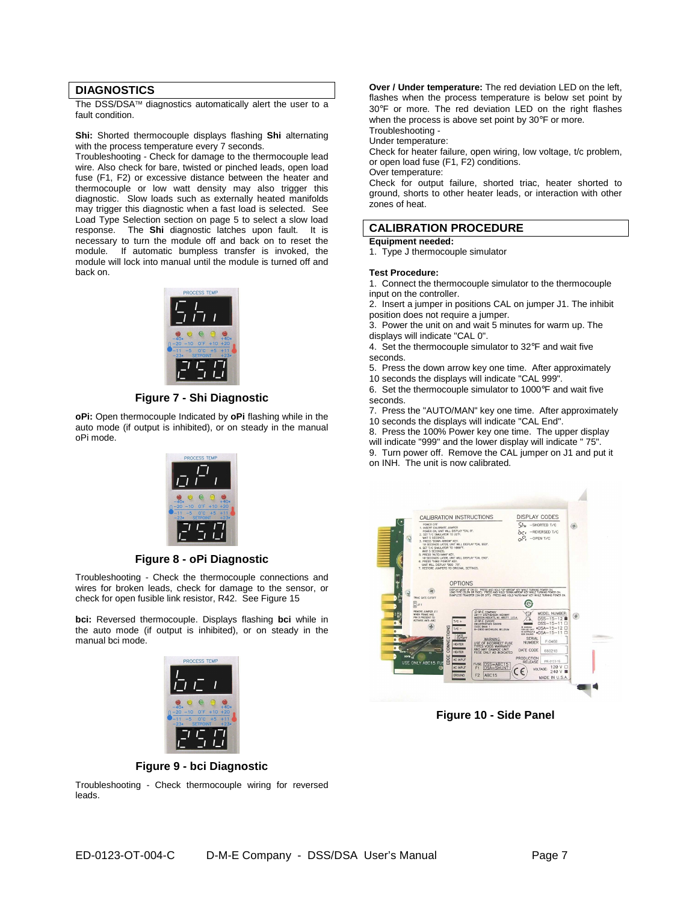## DIAGNOSTICS

The DSS/DSA™ diagnostics automatically alert the user to a fault condition.

**Shi:** Shorted thermocouple displays flashing **Shi** alternating with the process temperature every 7 seconds.
Troubleshooting - Check for damage to the thermocouple lead wire. Also check for bare, twisted or pinched leads, open load fuse (F1, F2) or excessive distance between the heater and thermocouple or low watt density may also trigger this diagnostic. Slow loads such as externally heated manifolds may trigger this diagnostic when a fast load is selected. See Load Type Selection section on page 5 to select a slow load response. The **Shi** diagnostic latches upon fault. It is necessary to turn the module off and back on to reset the module. If automatic bumpless transfer is invoked, the module will lock into manual until the module is turned off and back on.

**Figure 7 - Shi Diagnostic**

**oPi:** Open thermocouple Indicated by **oPi** flashing while in the auto mode (if output is inhibited), or on steady in the manual oPi mode.

**Figure 8 - oPi Diagnostic**

Troubleshooting - Check the thermocouple connections and wires for broken leads, check for damage to the sensor, or check for open fusible link resistor, R42. See Figure 15

**bci:** Reversed thermocouple. Displays flashing **bci** while in the auto mode (if output is inhibited), or on steady in the manual bci mode.

**Figure 9 - bci Diagnostic**

Troubleshooting - Check thermocouple wiring for reversed leads.

**Over / Under temperature:** The red deviation LED on the left, flashes when the process temperature is below set point by 30°F or more. The red deviation LED on the right flashes when the process is above set point by 30°F or more.
Troubleshooting -
Under temperature:
Check for heater failure, open wiring, low voltage, t/c problem, or open load fuse (F1, F2) conditions.
Over temperature:
Check for output failure, shorted triac, heater shorted to ground, shorts to other heater leads, or interaction with other zones of heat.

## CALIBRATION PROCEDURE

**Equipment needed:**
1. Type J thermocouple simulator

**Test Procedure:**
1. Connect the thermocouple simulator to the thermocouple input on the controller.
2. Insert a jumper in positions CAL on jumper J1. The inhibit position does not require a jumper.
3. Power the unit on and wait 5 minutes for warm up. The displays will indicate "CAL 0".
4. Set the thermocouple simulator to 32°F and wait five seconds.
5. Press the down arrow key one time. After approximately 10 seconds the displays will indicate "CAL 999".
6. Set the thermocouple simulator to 1000°F and wait five seconds.
7. Press the "AUTO/MAN" key one time. After approximately 10 seconds the displays will indicate "CAL End".
8. Press the 100% Power key one time. The upper display will indicate "999" and the lower display will indicate " 75".
9. Turn power off. Remove the CAL jumper on J1 and put it on INH. The unit is now calibrated.

**Figure 10 - Side Panel**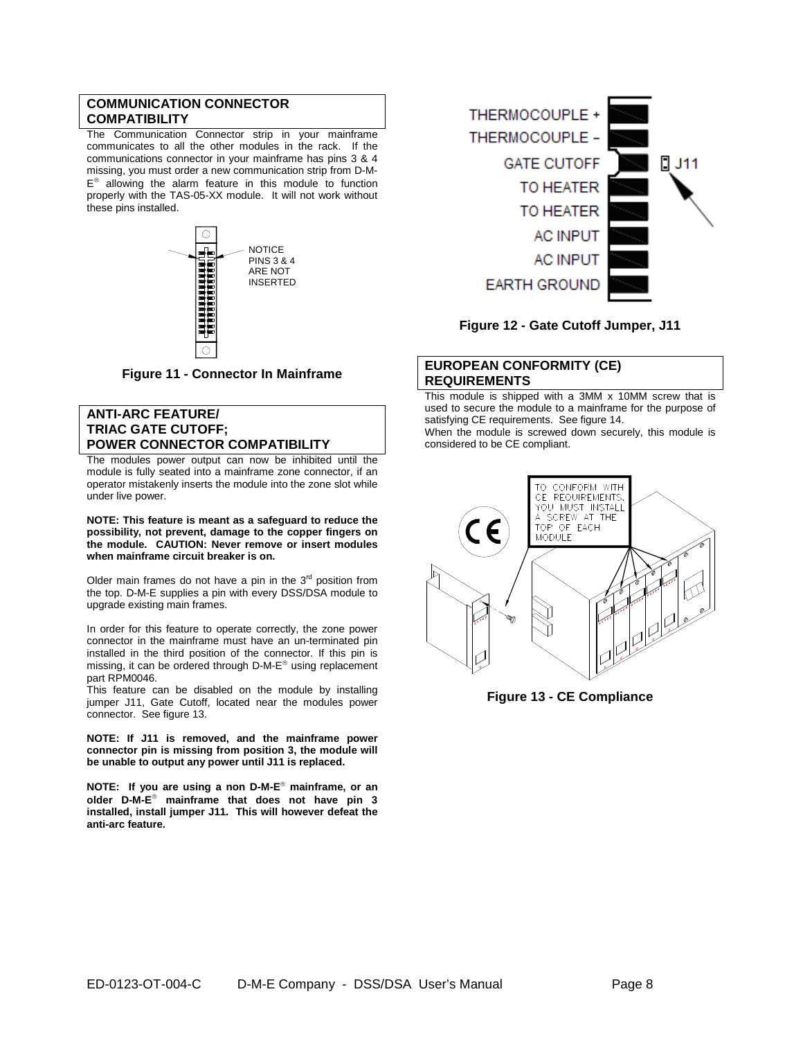## COMMUNICATION CONNECTOR COMPATIBILITY

The Communication Connector strip in your mainframe communicates to all the other modules in the rack. If the communications connector in your mainframe has pins 3 & 4 missing, you must order a new communication strip from D-M-E® allowing the alarm feature in this module to function properly with the TAS-05-XX module. It will not work without these pins installed.

NOTICE PINS 3 & 4 ARE NOT INSERTED

**Figure 11 - Connector In Mainframe**

## ANTI-ARC FEATURE/ TRIAC GATE CUTOFF; POWER CONNECTOR COMPATIBILITY

The modules power output can now be inhibited until the module is fully seated into a mainframe zone connector, if an operator mistakenly inserts the module into the zone slot while under live power.

**NOTE: This feature is meant as a safeguard to reduce the possibility, not prevent, damage to the copper fingers on the module. CAUTION: Never remove or insert modules when mainframe circuit breaker is on.**

Older main frames do not have a pin in the 3rd position from the top. D-M-E supplies a pin with every DSS/DSA module to upgrade existing main frames.

In order for this feature to operate correctly, the zone power connector in the mainframe must have an un-terminated pin installed in the third position of the connector. If this pin is missing, it can be ordered through D-M-E® using replacement part RPM0046.

This feature can be disabled on the module by installing jumper J11, Gate Cutoff, located near the modules power connector. See figure 13.

**NOTE: If J11 is removed, and the mainframe power connector pin is missing from position 3, the module will be unable to output any power until J11 is replaced.**

**NOTE: If you are using a non D-M-E® mainframe, or an older D-M-E® mainframe that does not have pin 3 installed, install jumper J11. This will however defeat the anti-arc feature.**

THERMOCOUPLE +
THERMOCOUPLE –
GATE CUTOFF
TO HEATER
TO HEATER
AC INPUT
AC INPUT
EARTH GROUND
J11

**Figure 12 - Gate Cutoff Jumper, J11**

## EUROPEAN CONFORMITY (CE) REQUIREMENTS

This module is shipped with a 3MM x 10MM screw that is used to secure the module to a mainframe for the purpose of satisfying CE requirements. See figure 14.

When the module is screwed down securely, this module is considered to be CE compliant.

TO CONFORM WITH CE REQUIREMENTS, YOU MUST INSTALL A SCREW AT THE TOP OF EACH MODULE

**Figure 13 - CE Compliance**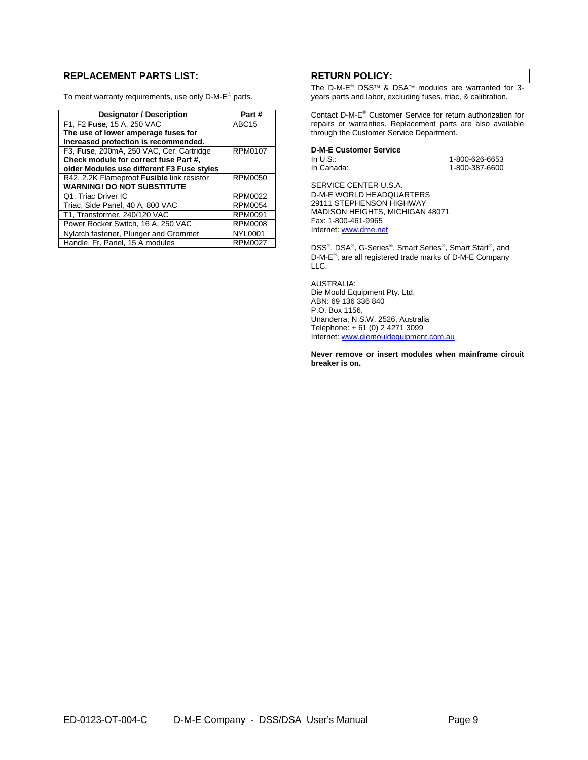## REPLACEMENT PARTS LIST:

To meet warranty requirements, use only D-M-E® parts.

| Designator / Description | Part # |
|---|---|
| F1, F2 **Fuse**, 15 A, 250 VAC **The use of lower amperage fuses for Increased protection is recommended.** | ABC15 |
| F3, **Fuse**, 200mA, 250 VAC, Cer. Cartridge **Check module for correct fuse Part #, older Modules use different F3 Fuse styles** | RPM0107 |
| R42, 2.2K Flameproof **Fusible** link resistor **WARNING! DO NOT SUBSTITUTE** | RPM0050 |
| Q1, Triac Driver IC | RPM0022 |
| Triac, Side Panel, 40 A, 800 VAC | RPM0054 |
| T1, Transformer, 240/120 VAC | RPM0091 |
| Power Rocker Switch, 16 A, 250 VAC | RPM0008 |
| Nylatch fastener, Plunger and Grommet | NYL0001 |
| Handle, Fr. Panel, 15 A modules | RPM0027 |

## RETURN POLICY:

The D-M-E® DSS™ & DSA™ modules are warranted for 3-years parts and labor, excluding fuses, triac, & calibration.

Contact D-M-E® Customer Service for return authorization for repairs or warranties. Replacement parts are also available through the Customer Service Department.

**D-M-E Customer Service**

In U.S.: 1-800-626-6653
In Canada: 1-800-387-6600

SERVICE CENTER U.S.A.
D-M-E WORLD HEADQUARTERS
29111 STEPHENSON HIGHWAY
MADISON HEIGHTS, MICHIGAN 48071
Fax: 1-800-461-9965
Internet: www.dme.net

DSS®, DSA®, G-Series®, Smart Series®, Smart Start®, and D-M-E®, are all registered trade marks of D-M-E Company LLC.

AUSTRALIA:
Die Mould Equipment Pty. Ltd.
ABN: 69 136 336 840
P.O. Box 1156,
Unanderra, N.S.W. 2526, Australia
Telephone: + 61 (0) 2 4271 3099
Internet: www.diemouldequipment.com.au

**Never remove or insert modules when mainframe circuit breaker is on.**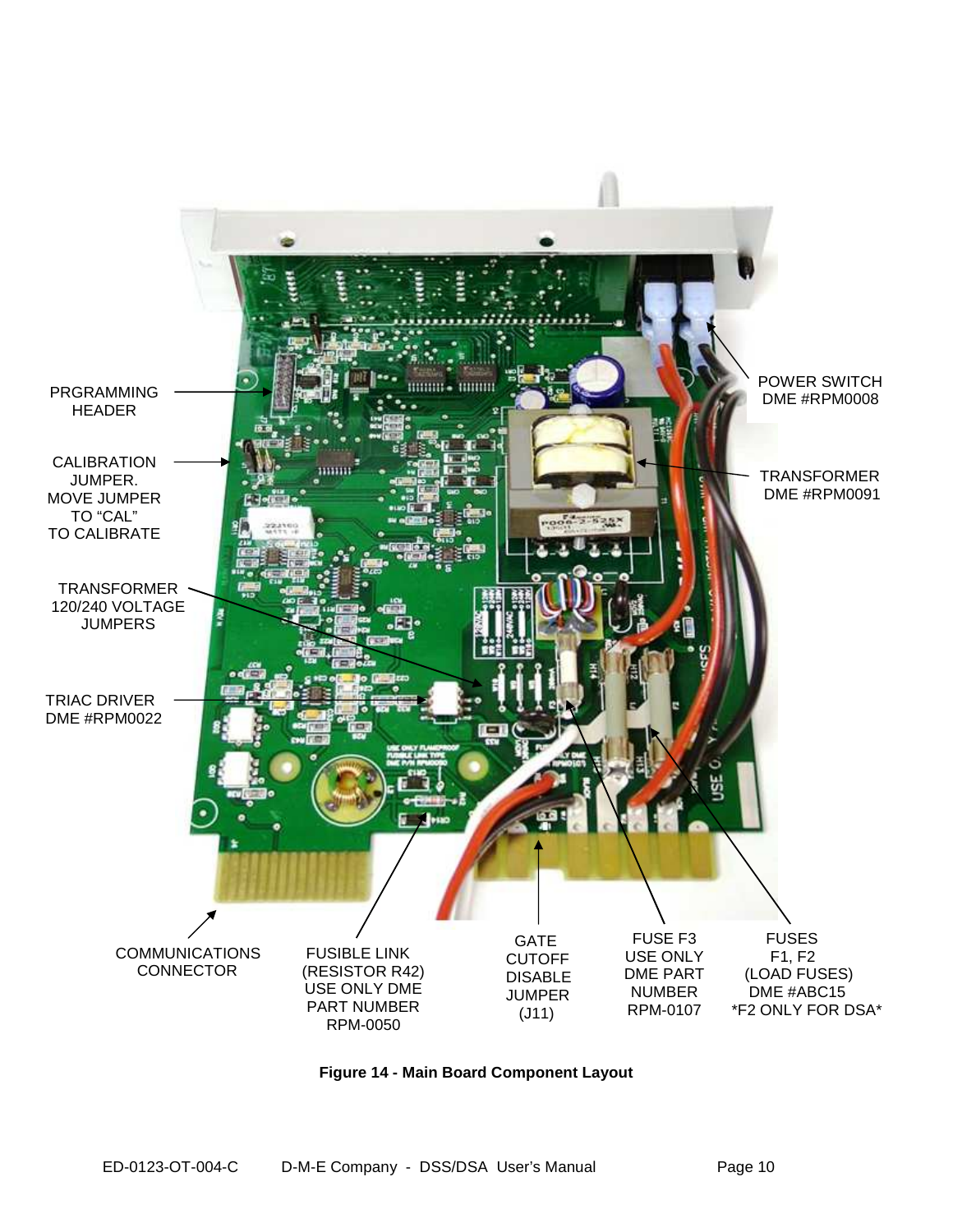PRGRAMMING HEADER

CALIBRATION JUMPER. MOVE JUMPER TO "CAL" TO CALIBRATE

TRANSFORMER 120/240 VOLTAGE JUMPERS

TRIAC DRIVER DME #RPM0022

POWER SWITCH DME #RPM0008

TRANSFORMER DME #RPM0091

COMMUNICATIONS CONNECTOR

FUSIBLE LINK (RESISTOR R42) USE ONLY DME PART NUMBER RPM-0050

GATE CUTOFF DISABLE JUMPER (J11)

FUSE F3 USE ONLY DME PART NUMBER RPM-0107

FUSES F1, F2 (LOAD FUSES) DME #ABC15 *F2 ONLY FOR DSA*

**Figure 14 - Main Board Component Layout**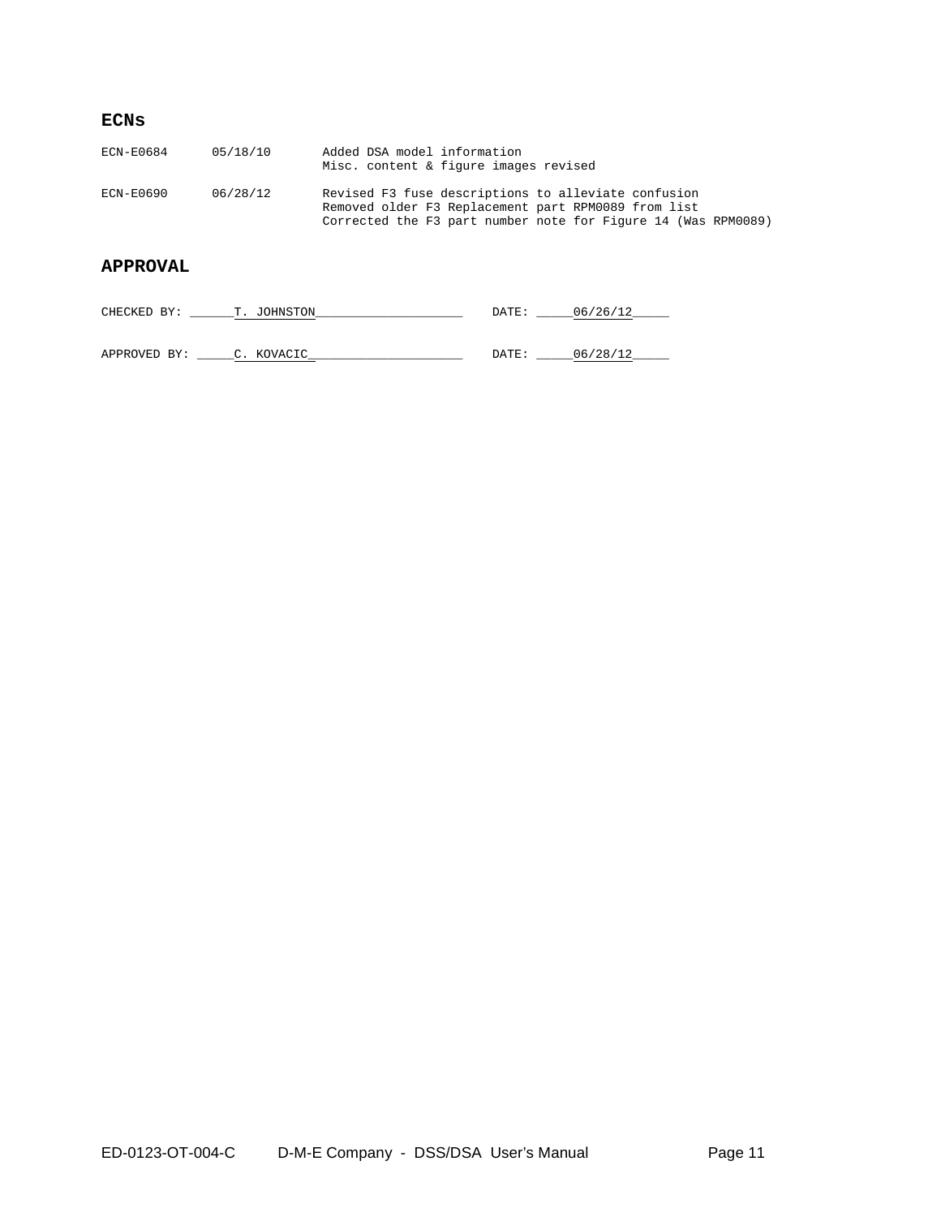## ECNs

| | | |
|---|---|---|
| ECN-E0684 | 05/18/10 | Added DSA model information<br>Misc. content & figure images revised |
| ECN-E0690 | 06/28/12 | Revised F3 fuse descriptions to alleviate confusion<br>Removed older F3 Replacement part RPM0089 from list<br>Corrected the F3 part number note for Figure 14 (Was RPM0089) |

## APPROVAL

CHECKED BY: ______T. JOHNSTON____________________ DATE: _____06/26/12_____

APPROVED BY: _____C. KOVACIC_____________________ DATE: _____06/28/12_____